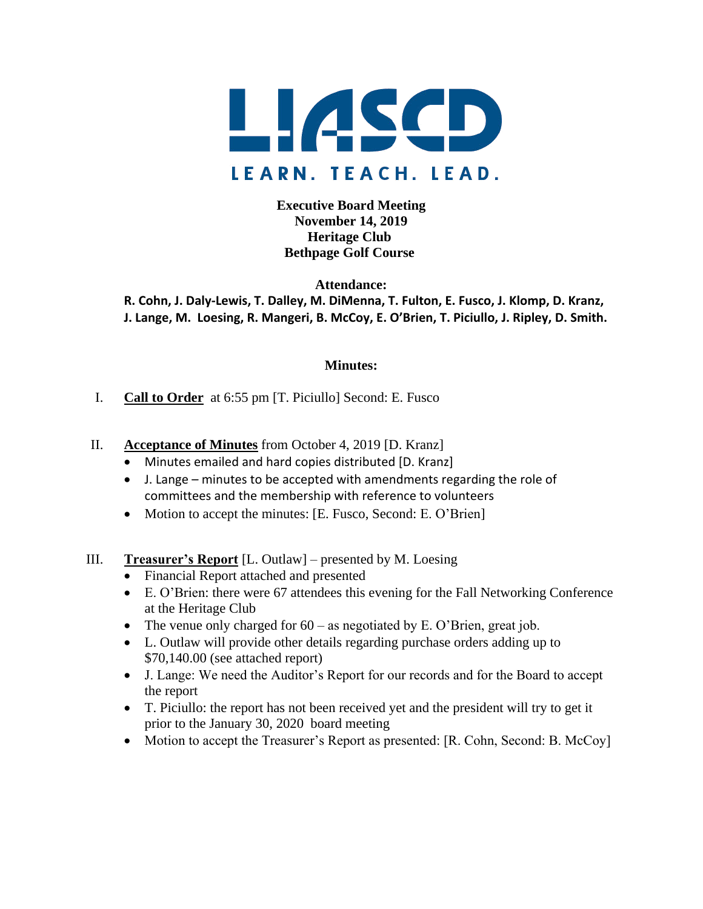# LIASCD

LEARN. TEACH. LEAD.

**Executive Board Meeting**
**November 14, 2019**
**Heritage Club**
**Bethpage Golf Course**

**Attendance:**
**R. Cohn, J. Daly-Lewis, T. Dalley, M. DiMenna, T. Fulton, E. Fusco, J. Klomp, D. Kranz, J. Lange, M. Loesing, R. Mangeri, B. McCoy, E. O'Brien, T. Piciullo, J. Ripley, D. Smith.**

**Minutes:**

I. **Call to Order** at 6:55 pm [T. Piciullo] Second: E. Fusco

II. **Acceptance of Minutes** from October 4, 2019 [D. Kranz]
- Minutes emailed and hard copies distributed [D. Kranz]
- J. Lange – minutes to be accepted with amendments regarding the role of committees and the membership with reference to volunteers
- Motion to accept the minutes: [E. Fusco, Second: E. O'Brien]

III. **Treasurer's Report** [L. Outlaw] – presented by M. Loesing
- Financial Report attached and presented
- E. O'Brien: there were 67 attendees this evening for the Fall Networking Conference at the Heritage Club
- The venue only charged for 60 – as negotiated by E. O'Brien, great job.
- L. Outlaw will provide other details regarding purchase orders adding up to $70,140.00 (see attached report)
- J. Lange: We need the Auditor's Report for our records and for the Board to accept the report
- T. Piciullo: the report has not been received yet and the president will try to get it prior to the January 30, 2020 board meeting
- Motion to accept the Treasurer's Report as presented: [R. Cohn, Second: B. McCoy]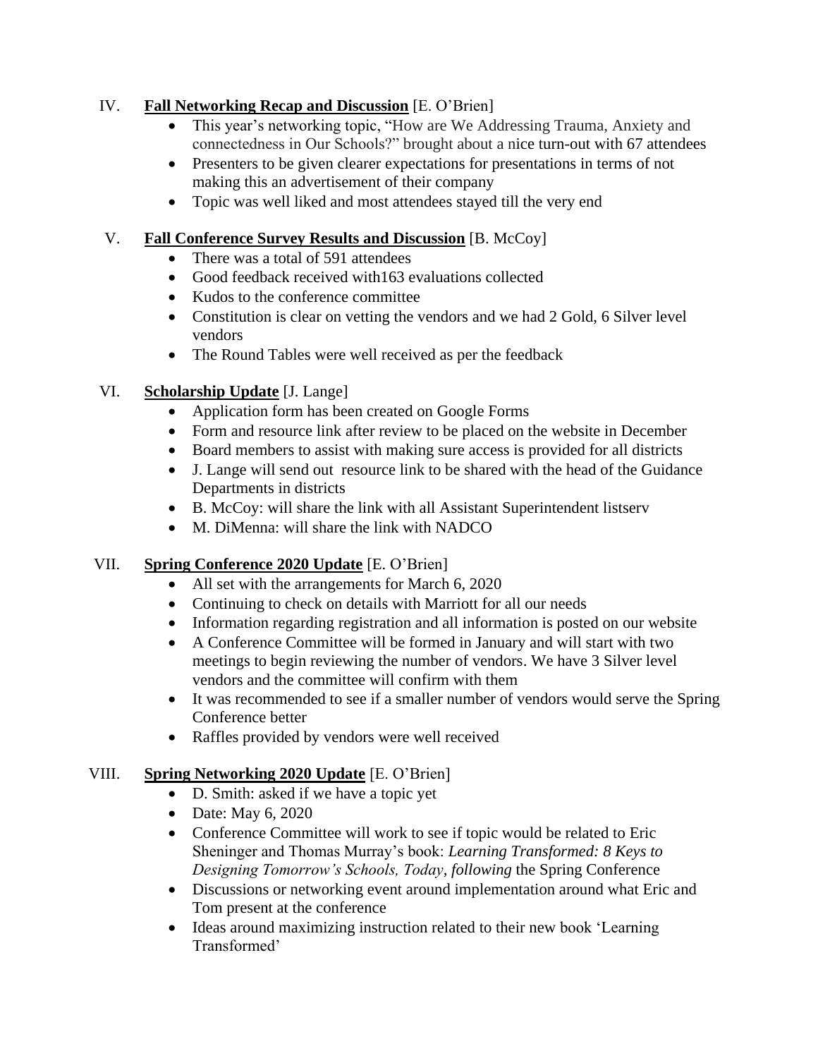IV. **Fall Networking Recap and Discussion** [E. O'Brien]

- This year's networking topic, "How are We Addressing Trauma, Anxiety and connectedness in Our Schools?" brought about a nice turn-out with 67 attendees
- Presenters to be given clearer expectations for presentations in terms of not making this an advertisement of their company
- Topic was well liked and most attendees stayed till the very end

V. **Fall Conference Survey Results and Discussion** [B. McCoy]

- There was a total of 591 attendees
- Good feedback received with163 evaluations collected
- Kudos to the conference committee
- Constitution is clear on vetting the vendors and we had 2 Gold, 6 Silver level vendors
- The Round Tables were well received as per the feedback

VI. **Scholarship Update** [J. Lange]

- Application form has been created on Google Forms
- Form and resource link after review to be placed on the website in December
- Board members to assist with making sure access is provided for all districts
- J. Lange will send out resource link to be shared with the head of the Guidance Departments in districts
- B. McCoy: will share the link with all Assistant Superintendent listserv
- M. DiMenna: will share the link with NADCO

VII. **Spring Conference 2020 Update** [E. O'Brien]

- All set with the arrangements for March 6, 2020
- Continuing to check on details with Marriott for all our needs
- Information regarding registration and all information is posted on our website
- A Conference Committee will be formed in January and will start with two meetings to begin reviewing the number of vendors. We have 3 Silver level vendors and the committee will confirm with them
- It was recommended to see if a smaller number of vendors would serve the Spring Conference better
- Raffles provided by vendors were well received

VIII. **Spring Networking 2020 Update** [E. O'Brien]

- D. Smith: asked if we have a topic yet
- Date: May 6, 2020
- Conference Committee will work to see if topic would be related to Eric Sheninger and Thomas Murray's book: *Learning Transformed: 8 Keys to Designing Tomorrow's Schools, Today*, *following* the Spring Conference
- Discussions or networking event around implementation around what Eric and Tom present at the conference
- Ideas around maximizing instruction related to their new book 'Learning Transformed'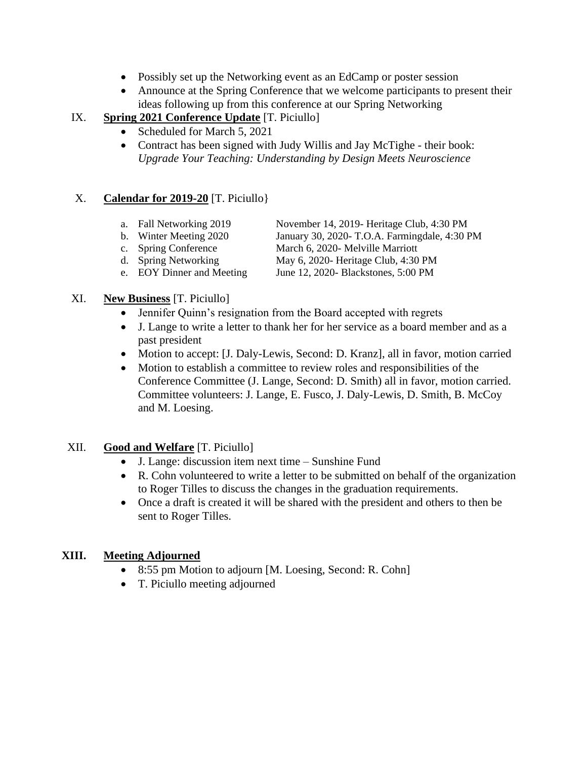- Possibly set up the Networking event as an EdCamp or poster session
- Announce at the Spring Conference that we welcome participants to present their ideas following up from this conference at our Spring Networking

IX. **Spring 2021 Conference Update** [T. Piciullo]

- Scheduled for March 5, 2021
- Contract has been signed with Judy Willis and Jay McTighe - their book: *Upgrade Your Teaching: Understanding by Design Meets Neuroscience*

X. **Calendar for 2019-20** [T. Piciullo}

| | |
|---|---|
| a. Fall Networking 2019 | November 14, 2019- Heritage Club, 4:30 PM |
| b. Winter Meeting 2020 | January 30, 2020- T.O.A. Farmingdale, 4:30 PM |
| c. Spring Conference | March 6, 2020- Melville Marriott |
| d. Spring Networking | May 6, 2020- Heritage Club, 4:30 PM |
| e. EOY Dinner and Meeting | June 12, 2020- Blackstones, 5:00 PM |

XI. **New Business** [T. Piciullo]

- Jennifer Quinn's resignation from the Board accepted with regrets
- J. Lange to write a letter to thank her for her service as a board member and as a past president
- Motion to accept: [J. Daly-Lewis, Second: D. Kranz], all in favor, motion carried
- Motion to establish a committee to review roles and responsibilities of the Conference Committee (J. Lange, Second: D. Smith) all in favor, motion carried. Committee volunteers: J. Lange, E. Fusco, J. Daly-Lewis, D. Smith, B. McCoy and M. Loesing.

XII. **Good and Welfare** [T. Piciullo]

- J. Lange: discussion item next time – Sunshine Fund
- R. Cohn volunteered to write a letter to be submitted on behalf of the organization to Roger Tilles to discuss the changes in the graduation requirements.
- Once a draft is created it will be shared with the president and others to then be sent to Roger Tilles.

**XIII. Meeting Adjourned**

- 8:55 pm Motion to adjourn [M. Loesing, Second: R. Cohn]
- T. Piciullo meeting adjourned